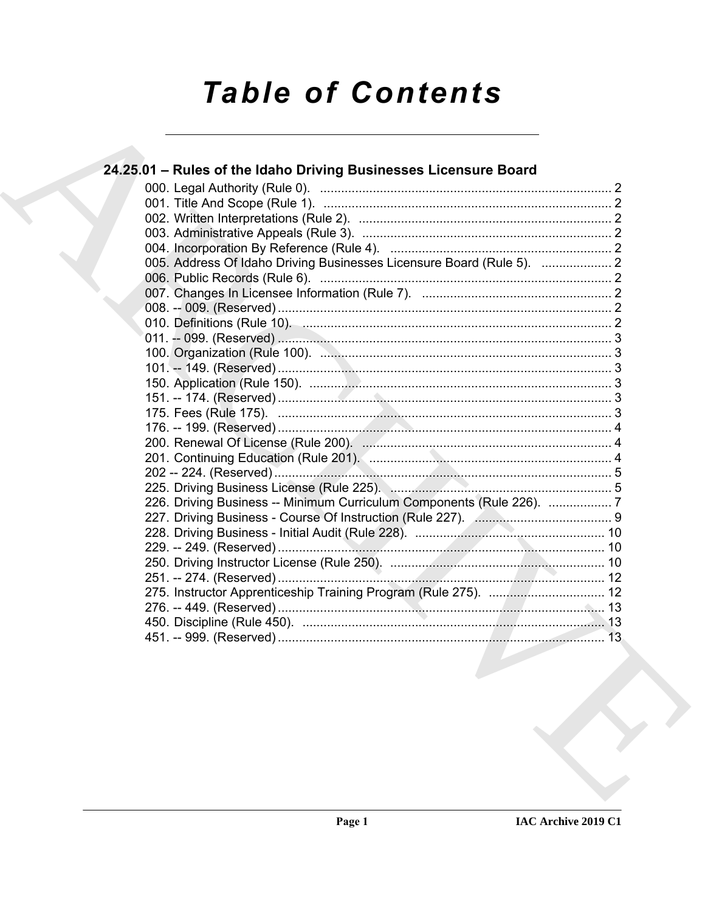# Table of Contents

## 24.25.01 – Rules of the Idaho Driving Businesses Licensure Board

000. Legal Authority (Rule 0). .................................................................................. 2
001. Title And Scope (Rule 1). .................................................................................. 2
002. Written Interpretations (Rule 2). ........................................................................ 2
003. Administrative Appeals (Rule 3). ....................................................................... 2
004. Incorporation By Reference (Rule 4). ............................................................... 2
005. Address Of Idaho Driving Businesses Licensure Board (Rule 5). .................... 2
006. Public Records (Rule 6). ................................................................................... 2
007. Changes In Licensee Information (Rule 7). ...................................................... 2
008. -- 009. (Reserved) ............................................................................................... 2
010. Definitions (Rule 10). ........................................................................................ 2
011. -- 099. (Reserved) ............................................................................................... 3
100. Organization (Rule 100). ................................................................................... 3
101. -- 149. (Reserved) ............................................................................................... 3
150. Application (Rule 150). ..................................................................................... 3
151. -- 174. (Reserved) ............................................................................................... 3
175. Fees (Rule 175). ............................................................................................... 3
176. -- 199. (Reserved) ............................................................................................... 4
200. Renewal Of License (Rule 200). ....................................................................... 4
201. Continuing Education (Rule 201). .................................................................... 4
202 -- 224. (Reserved) ................................................................................................ 5
225. Driving Business License (Rule 225). .............................................................. 5
226. Driving Business -- Minimum Curriculum Components (Rule 226). .................. 7
227. Driving Business - Course Of Instruction (Rule 227). ....................................... 9
228. Driving Business - Initial Audit (Rule 228). ...................................................... 10
229. -- 249. (Reserved) ............................................................................................. 10
250. Driving Instructor License (Rule 250). ............................................................. 10
251. -- 274. (Reserved) ............................................................................................. 12
275. Instructor Apprenticeship Training Program (Rule 275). ................................. 12
276. -- 449. (Reserved) ............................................................................................. 13
450. Discipline (Rule 450). ...................................................................................... 13
451. -- 999. (Reserved) ............................................................................................. 13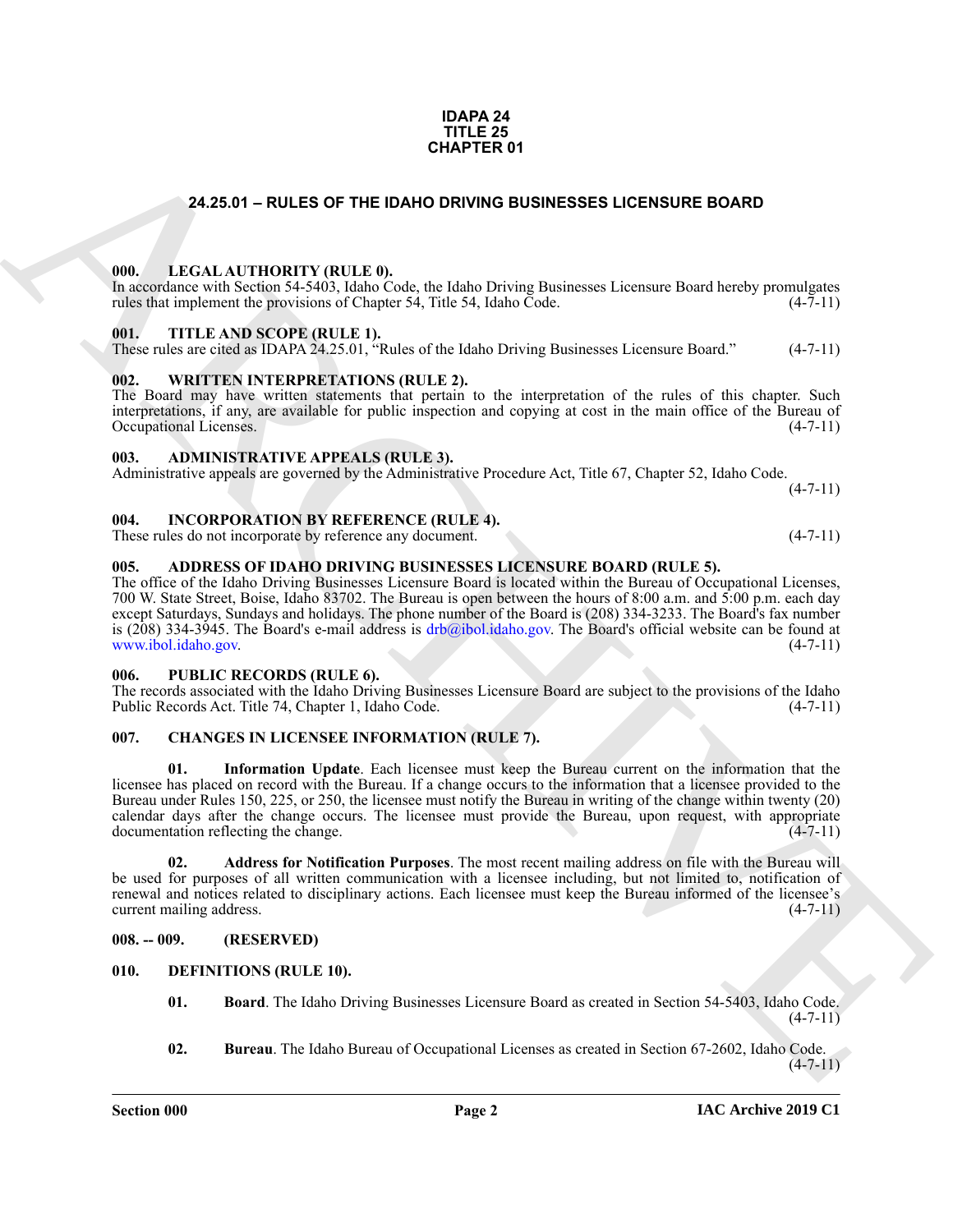# IDAPA 24
# TITLE 25
# CHAPTER 01

## 24.25.01 – RULES OF THE IDAHO DRIVING BUSINESSES LICENSURE BOARD

### 000. LEGAL AUTHORITY (RULE 0).

In accordance with Section 54-5403, Idaho Code, the Idaho Driving Businesses Licensure Board hereby promulgates rules that implement the provisions of Chapter 54, Title 54, Idaho Code. (4-7-11)

### 001. TITLE AND SCOPE (RULE 1).

These rules are cited as IDAPA 24.25.01, "Rules of the Idaho Driving Businesses Licensure Board." (4-7-11)

### 002. WRITTEN INTERPRETATIONS (RULE 2).

The Board may have written statements that pertain to the interpretation of the rules of this chapter. Such interpretations, if any, are available for public inspection and copying at cost in the main office of the Bureau of Occupational Licenses. (4-7-11)

### 003. ADMINISTRATIVE APPEALS (RULE 3).

Administrative appeals are governed by the Administrative Procedure Act, Title 67, Chapter 52, Idaho Code. (4-7-11)

### 004. INCORPORATION BY REFERENCE (RULE 4).

These rules do not incorporate by reference any document. (4-7-11)

### 005. ADDRESS OF IDAHO DRIVING BUSINESSES LICENSURE BOARD (RULE 5).

The office of the Idaho Driving Businesses Licensure Board is located within the Bureau of Occupational Licenses, 700 W. State Street, Boise, Idaho 83702. The Bureau is open between the hours of 8:00 a.m. and 5:00 p.m. each day except Saturdays, Sundays and holidays. The phone number of the Board is (208) 334-3233. The Board's fax number is (208) 334-3945. The Board's e-mail address is drb@ibol.idaho.gov. The Board's official website can be found at www.ibol.idaho.gov. (4-7-11)

### 006. PUBLIC RECORDS (RULE 6).

The records associated with the Idaho Driving Businesses Licensure Board are subject to the provisions of the Idaho Public Records Act. Title 74, Chapter 1, Idaho Code. (4-7-11)

### 007. CHANGES IN LICENSEE INFORMATION (RULE 7).

**01. Information Update**. Each licensee must keep the Bureau current on the information that the licensee has placed on record with the Bureau. If a change occurs to the information that a licensee provided to the Bureau under Rules 150, 225, or 250, the licensee must notify the Bureau in writing of the change within twenty (20) calendar days after the change occurs. The licensee must provide the Bureau, upon request, with appropriate documentation reflecting the change. (4-7-11)

**02. Address for Notification Purposes**. The most recent mailing address on file with the Bureau will be used for purposes of all written communication with a licensee including, but not limited to, notification of renewal and notices related to disciplinary actions. Each licensee must keep the Bureau informed of the licensee's current mailing address. (4-7-11)

### 008. -- 009. (RESERVED)

### 010. DEFINITIONS (RULE 10).

**01. Board**. The Idaho Driving Businesses Licensure Board as created in Section 54-5403, Idaho Code. (4-7-11)

**02. Bureau**. The Idaho Bureau of Occupational Licenses as created in Section 67-2602, Idaho Code. (4-7-11)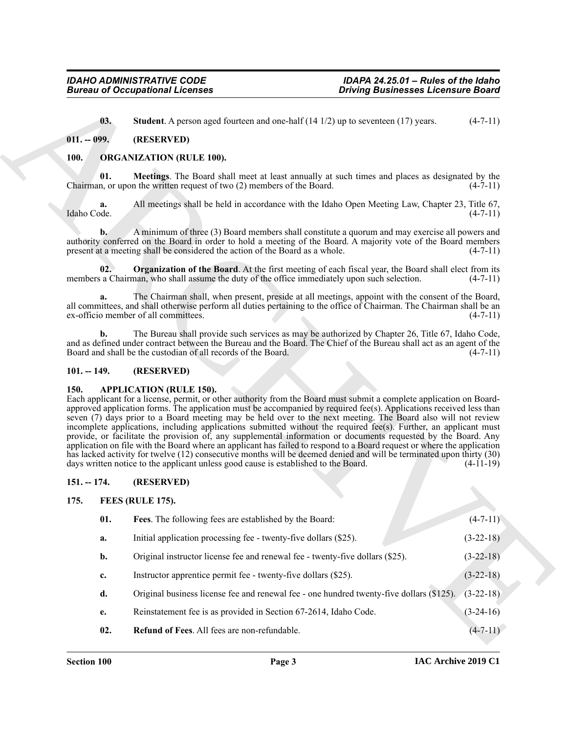**03. Student**. A person aged fourteen and one-half (14 1/2) up to seventeen (17) years. (4-7-11)

## 011. -- 099. (RESERVED)

## 100. ORGANIZATION (RULE 100).

**01. Meetings**. The Board shall meet at least annually at such times and places as designated by the Chairman, or upon the written request of two (2) members of the Board. (4-7-11)

**a.** All meetings shall be held in accordance with the Idaho Open Meeting Law, Chapter 23, Title 67, Idaho Code. (4-7-11)

**b.** A minimum of three (3) Board members shall constitute a quorum and may exercise all powers and authority conferred on the Board in order to hold a meeting of the Board. A majority vote of the Board members present at a meeting shall be considered the action of the Board as a whole. (4-7-11)

**02. Organization of the Board**. At the first meeting of each fiscal year, the Board shall elect from its members a Chairman, who shall assume the duty of the office immediately upon such selection. (4-7-11)

**a.** The Chairman shall, when present, preside at all meetings, appoint with the consent of the Board, all committees, and shall otherwise perform all duties pertaining to the office of Chairman. The Chairman shall be an ex-officio member of all committees. (4-7-11)

**b.** The Bureau shall provide such services as may be authorized by Chapter 26, Title 67, Idaho Code, and as defined under contract between the Bureau and the Board. The Chief of the Bureau shall act as an agent of the Board and shall be the custodian of all records of the Board. (4-7-11)

## 101. -- 149. (RESERVED)

## 150. APPLICATION (RULE 150).

Each applicant for a license, permit, or other authority from the Board must submit a complete application on Board-approved application forms. The application must be accompanied by required fee(s). Applications received less than seven (7) days prior to a Board meeting may be held over to the next meeting. The Board also will not review incomplete applications, including applications submitted without the required fee(s). Further, an applicant must provide, or facilitate the provision of, any supplemental information or documents requested by the Board. Any application on file with the Board where an applicant has failed to respond to a Board request or where the application has lacked activity for twelve (12) consecutive months will be deemed denied and will be terminated upon thirty (30) days written notice to the applicant unless good cause is established to the Board. (4-11-19)

## 151. -- 174. (RESERVED)

## 175. FEES (RULE 175).

**01. Fees**. The following fees are established by the Board: (4-7-11)

**a.** Initial application processing fee - twenty-five dollars ($25). (3-22-18)

**b.** Original instructor license fee and renewal fee - twenty-five dollars ($25). (3-22-18)

**c.** Instructor apprentice permit fee - twenty-five dollars ($25). (3-22-18)

**d.** Original business license fee and renewal fee - one hundred twenty-five dollars ($125). (3-22-18)

**e.** Reinstatement fee is as provided in Section 67-2614, Idaho Code. (3-24-16)

**02. Refund of Fees**. All fees are non-refundable. (4-7-11)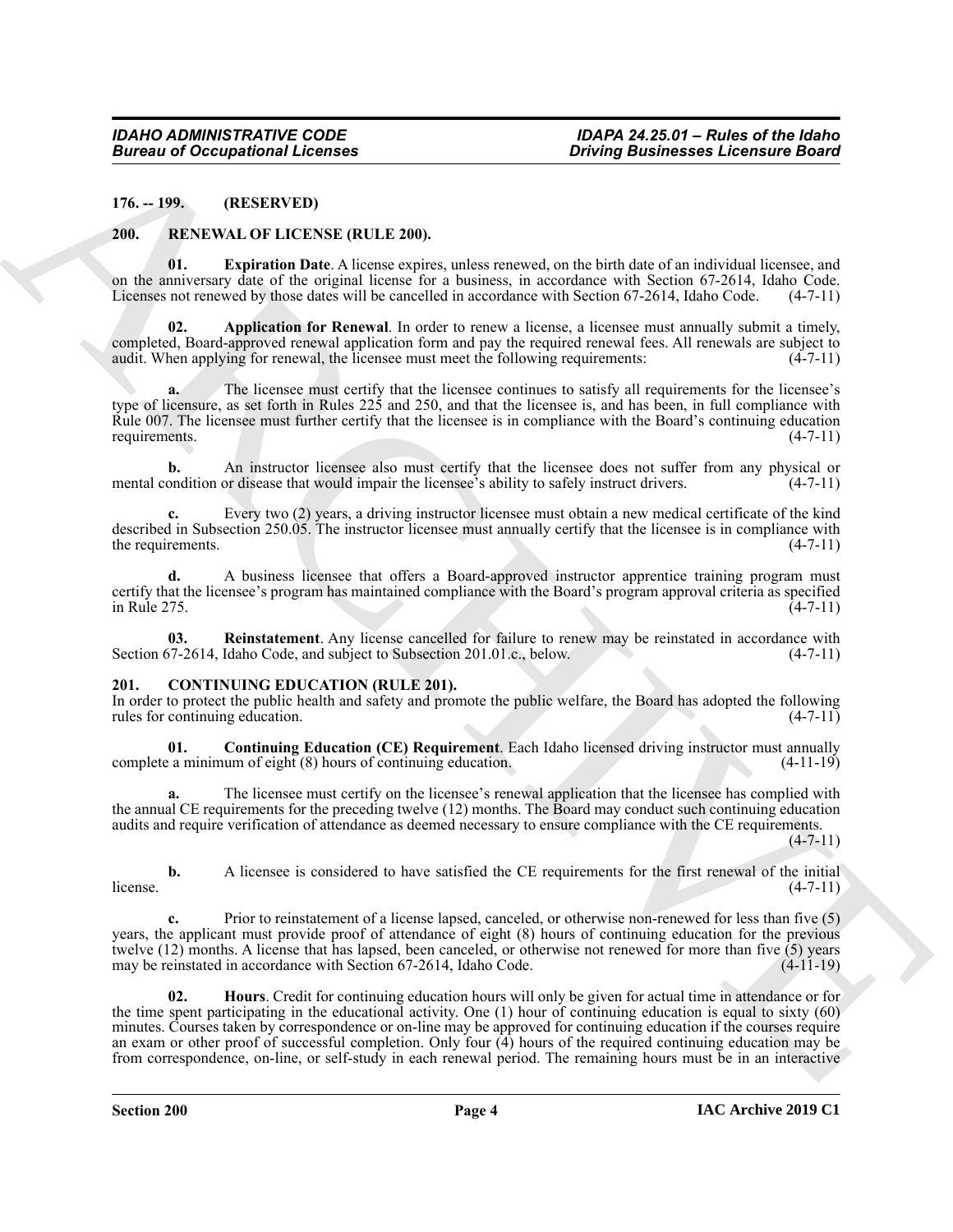**176. -- 199. (RESERVED)**

**200. RENEWAL OF LICENSE (RULE 200).**

**01. Expiration Date**. A license expires, unless renewed, on the birth date of an individual licensee, and on the anniversary date of the original license for a business, in accordance with Section 67-2614, Idaho Code. Licenses not renewed by those dates will be cancelled in accordance with Section 67-2614, Idaho Code. (4-7-11)

**02. Application for Renewal**. In order to renew a license, a licensee must annually submit a timely, completed, Board-approved renewal application form and pay the required renewal fees. All renewals are subject to audit. When applying for renewal, the licensee must meet the following requirements: (4-7-11)

**a.** The licensee must certify that the licensee continues to satisfy all requirements for the licensee's type of licensure, as set forth in Rules 225 and 250, and that the licensee is, and has been, in full compliance with Rule 007. The licensee must further certify that the licensee is in compliance with the Board's continuing education requirements. (4-7-11)

**b.** An instructor licensee also must certify that the licensee does not suffer from any physical or mental condition or disease that would impair the licensee's ability to safely instruct drivers. (4-7-11)

**c.** Every two (2) years, a driving instructor licensee must obtain a new medical certificate of the kind described in Subsection 250.05. The instructor licensee must annually certify that the licensee is in compliance with the requirements. (4-7-11)

**d.** A business licensee that offers a Board-approved instructor apprentice training program must certify that the licensee's program has maintained compliance with the Board's program approval criteria as specified in Rule 275. (4-7-11)

**03. Reinstatement**. Any license cancelled for failure to renew may be reinstated in accordance with Section 67-2614, Idaho Code, and subject to Subsection 201.01.c., below. (4-7-11)

**201. CONTINUING EDUCATION (RULE 201).**

In order to protect the public health and safety and promote the public welfare, the Board has adopted the following rules for continuing education. (4-7-11)

**01. Continuing Education (CE) Requirement**. Each Idaho licensed driving instructor must annually complete a minimum of eight (8) hours of continuing education. (4-11-19)

**a.** The licensee must certify on the licensee's renewal application that the licensee has complied with the annual CE requirements for the preceding twelve (12) months. The Board may conduct such continuing education audits and require verification of attendance as deemed necessary to ensure compliance with the CE requirements. (4-7-11)

**b.** A licensee is considered to have satisfied the CE requirements for the first renewal of the initial license. (4-7-11)

**c.** Prior to reinstatement of a license lapsed, canceled, or otherwise non-renewed for less than five (5) years, the applicant must provide proof of attendance of eight (8) hours of continuing education for the previous twelve (12) months. A license that has lapsed, been canceled, or otherwise not renewed for more than five (5) years may be reinstated in accordance with Section 67-2614, Idaho Code. (4-11-19)

**02. Hours**. Credit for continuing education hours will only be given for actual time in attendance or for the time spent participating in the educational activity. One (1) hour of continuing education is equal to sixty (60) minutes. Courses taken by correspondence or on-line may be approved for continuing education if the courses require an exam or other proof of successful completion. Only four (4) hours of the required continuing education may be from correspondence, on-line, or self-study in each renewal period. The remaining hours must be in an interactive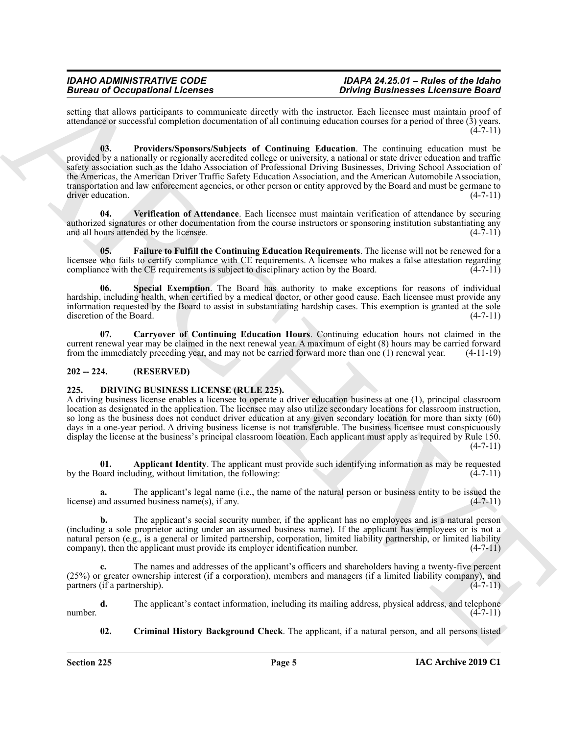setting that allows participants to communicate directly with the instructor. Each licensee must maintain proof of attendance or successful completion documentation of all continuing education courses for a period of three (3) years. (4-7-11)

**03. Providers/Sponsors/Subjects of Continuing Education**. The continuing education must be provided by a nationally or regionally accredited college or university, a national or state driver education and traffic safety association such as the Idaho Association of Professional Driving Businesses, Driving School Association of the Americas, the American Driver Traffic Safety Education Association, and the American Automobile Association, transportation and law enforcement agencies, or other person or entity approved by the Board and must be germane to driver education. (4-7-11)

**04. Verification of Attendance**. Each licensee must maintain verification of attendance by securing authorized signatures or other documentation from the course instructors or sponsoring institution substantiating any and all hours attended by the licensee. (4-7-11)

**05. Failure to Fulfill the Continuing Education Requirements**. The license will not be renewed for a licensee who fails to certify compliance with CE requirements. A licensee who makes a false attestation regarding compliance with the CE requirements is subject to disciplinary action by the Board. (4-7-11)

**06. Special Exemption**. The Board has authority to make exceptions for reasons of individual hardship, including health, when certified by a medical doctor, or other good cause. Each licensee must provide any information requested by the Board to assist in substantiating hardship cases. This exemption is granted at the sole discretion of the Board. (4-7-11)

**07. Carryover of Continuing Education Hours**. Continuing education hours not claimed in the current renewal year may be claimed in the next renewal year. A maximum of eight (8) hours may be carried forward from the immediately preceding year, and may not be carried forward more than one (1) renewal year. (4-11-19)

## 202 -- 224. (RESERVED)

## 225. DRIVING BUSINESS LICENSE (RULE 225).

A driving business license enables a licensee to operate a driver education business at one (1), principal classroom location as designated in the application. The licensee may also utilize secondary locations for classroom instruction, so long as the business does not conduct driver education at any given secondary location for more than sixty (60) days in a one-year period. A driving business license is not transferable. The business licensee must conspicuously display the license at the business's principal classroom location. Each applicant must apply as required by Rule 150. (4-7-11)

**01. Applicant Identity**. The applicant must provide such identifying information as may be requested by the Board including, without limitation, the following: (4-7-11)

**a.** The applicant's legal name (i.e., the name of the natural person or business entity to be issued the license) and assumed business name(s), if any. (4-7-11)

**b.** The applicant's social security number, if the applicant has no employees and is a natural person (including a sole proprietor acting under an assumed business name). If the applicant has employees or is not a natural person (e.g., is a general or limited partnership, corporation, limited liability partnership, or limited liability company), then the applicant must provide its employer identification number. (4-7-11)

**c.** The names and addresses of the applicant's officers and shareholders having a twenty-five percent (25%) or greater ownership interest (if a corporation), members and managers (if a limited liability company), and partners (if a partnership). (4-7-11)

**d.** The applicant's contact information, including its mailing address, physical address, and telephone number. (4-7-11)

**02. Criminal History Background Check**. The applicant, if a natural person, and all persons listed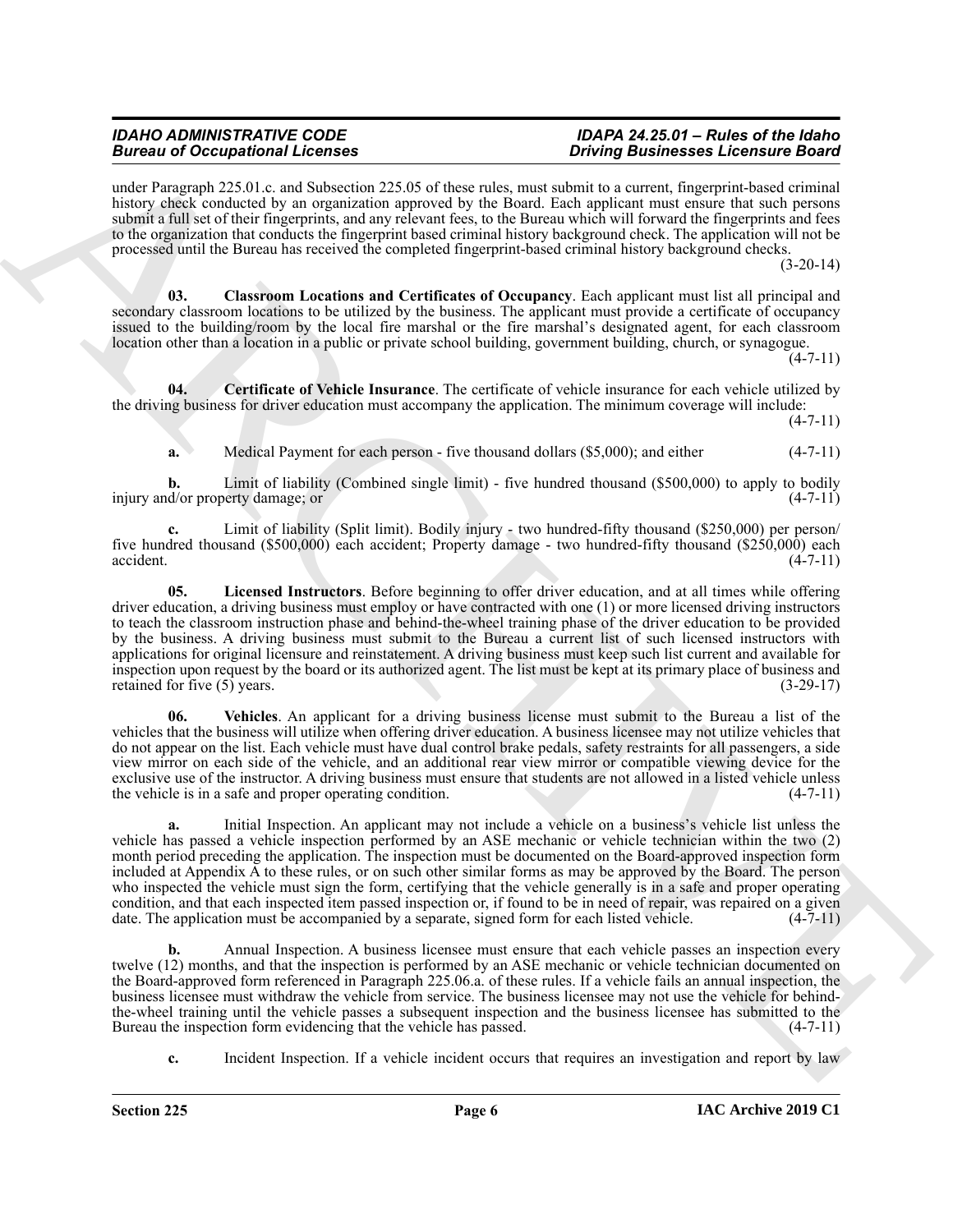under Paragraph 225.01.c. and Subsection 225.05 of these rules, must submit to a current, fingerprint-based criminal history check conducted by an organization approved by the Board. Each applicant must ensure that such persons submit a full set of their fingerprints, and any relevant fees, to the Bureau which will forward the fingerprints and fees to the organization that conducts the fingerprint based criminal history background check. The application will not be processed until the Bureau has received the completed fingerprint-based criminal history background checks. (3-20-14)

**03. Classroom Locations and Certificates of Occupancy**. Each applicant must list all principal and secondary classroom locations to be utilized by the business. The applicant must provide a certificate of occupancy issued to the building/room by the local fire marshal or the fire marshal's designated agent, for each classroom location other than a location in a public or private school building, government building, church, or synagogue. (4-7-11)

**04. Certificate of Vehicle Insurance**. The certificate of vehicle insurance for each vehicle utilized by the driving business for driver education must accompany the application. The minimum coverage will include: (4-7-11)

**a.** Medical Payment for each person - five thousand dollars ($5,000); and either (4-7-11)

**b.** Limit of liability (Combined single limit) - five hundred thousand ($500,000) to apply to bodily injury and/or property damage; or (4-7-11)

**c.** Limit of liability (Split limit). Bodily injury - two hundred-fifty thousand ($250,000) per person/ five hundred thousand ($500,000) each accident; Property damage - two hundred-fifty thousand ($250,000) each accident. (4-7-11)

**05. Licensed Instructors**. Before beginning to offer driver education, and at all times while offering driver education, a driving business must employ or have contracted with one (1) or more licensed driving instructors to teach the classroom instruction phase and behind-the-wheel training phase of the driver education to be provided by the business. A driving business must submit to the Bureau a current list of such licensed instructors with applications for original licensure and reinstatement. A driving business must keep such list current and available for inspection upon request by the board or its authorized agent. The list must be kept at its primary place of business and retained for five (5) years. (3-29-17)

**06. Vehicles**. An applicant for a driving business license must submit to the Bureau a list of the vehicles that the business will utilize when offering driver education. A business licensee may not utilize vehicles that do not appear on the list. Each vehicle must have dual control brake pedals, safety restraints for all passengers, a side view mirror on each side of the vehicle, and an additional rear view mirror or compatible viewing device for the exclusive use of the instructor. A driving business must ensure that students are not allowed in a listed vehicle unless the vehicle is in a safe and proper operating condition. (4-7-11)

**a.** Initial Inspection. An applicant may not include a vehicle on a business's vehicle list unless the vehicle has passed a vehicle inspection performed by an ASE mechanic or vehicle technician within the two (2) month period preceding the application. The inspection must be documented on the Board-approved inspection form included at Appendix A to these rules, or on such other similar forms as may be approved by the Board. The person who inspected the vehicle must sign the form, certifying that the vehicle generally is in a safe and proper operating condition, and that each inspected item passed inspection or, if found to be in need of repair, was repaired on a given date. The application must be accompanied by a separate, signed form for each listed vehicle. (4-7-11)

**b.** Annual Inspection. A business licensee must ensure that each vehicle passes an inspection every twelve (12) months, and that the inspection is performed by an ASE mechanic or vehicle technician documented on the Board-approved form referenced in Paragraph 225.06.a. of these rules. If a vehicle fails an annual inspection, the business licensee must withdraw the vehicle from service. The business licensee may not use the vehicle for behind-the-wheel training until the vehicle passes a subsequent inspection and the business licensee has submitted to the Bureau the inspection form evidencing that the vehicle has passed. (4-7-11)

**c.** Incident Inspection. If a vehicle incident occurs that requires an investigation and report by law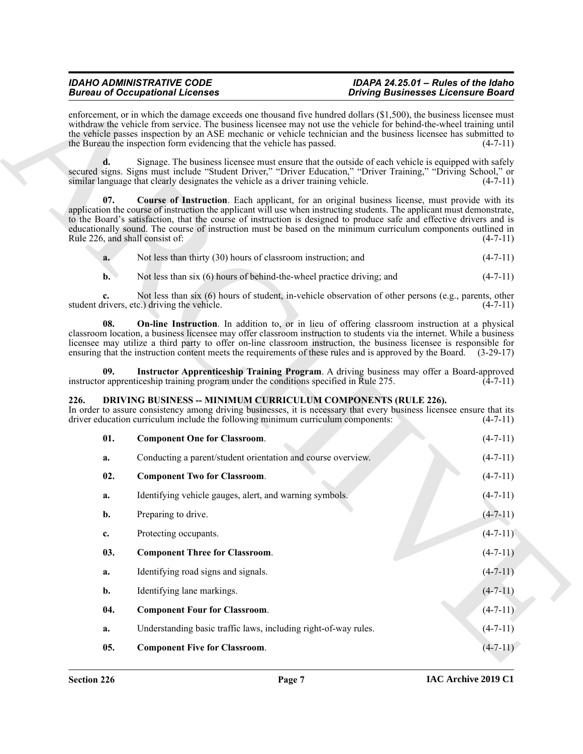enforcement, or in which the damage exceeds one thousand five hundred dollars ($1,500), the business licensee must withdraw the vehicle from service. The business licensee may not use the vehicle for behind-the-wheel training until the vehicle passes inspection by an ASE mechanic or vehicle technician and the business licensee has submitted to the Bureau the inspection form evidencing that the vehicle has passed. (4-7-11)

**d.** Signage. The business licensee must ensure that the outside of each vehicle is equipped with safely secured signs. Signs must include "Student Driver," "Driver Education," "Driver Training," "Driving School," or similar language that clearly designates the vehicle as a driver training vehicle. (4-7-11)

**07. Course of Instruction**. Each applicant, for an original business license, must provide with its application the course of instruction the applicant will use when instructing students. The applicant must demonstrate, to the Board's satisfaction, that the course of instruction is designed to produce safe and effective drivers and is educationally sound. The course of instruction must be based on the minimum curriculum components outlined in Rule 226, and shall consist of: (4-7-11)

**a.** Not less than thirty (30) hours of classroom instruction; and (4-7-11)

**b.** Not less than six (6) hours of behind-the-wheel practice driving; and (4-7-11)

**c.** Not less than six (6) hours of student, in-vehicle observation of other persons (e.g., parents, other student drivers, etc.) driving the vehicle. (4-7-11)

**08. On-line Instruction**. In addition to, or in lieu of offering classroom instruction at a physical classroom location, a business licensee may offer classroom instruction to students via the internet. While a business licensee may utilize a third party to offer on-line classroom instruction, the business licensee is responsible for ensuring that the instruction content meets the requirements of these rules and is approved by the Board. (3-29-17)

**09. Instructor Apprenticeship Training Program**. A driving business may offer a Board-approved instructor apprenticeship training program under the conditions specified in Rule 275. (4-7-11)

## 226. DRIVING BUSINESS -- MINIMUM CURRICULUM COMPONENTS (RULE 226).

In order to assure consistency among driving businesses, it is necessary that every business licensee ensure that its driver education curriculum include the following minimum curriculum components: (4-7-11)

**01. Component One for Classroom**. (4-7-11)

**a.** Conducting a parent/student orientation and course overview. (4-7-11)

**02. Component Two for Classroom**. (4-7-11)

**a.** Identifying vehicle gauges, alert, and warning symbols. (4-7-11)

**b.** Preparing to drive. (4-7-11)

**c.** Protecting occupants. (4-7-11)

**03. Component Three for Classroom**. (4-7-11)

**a.** Identifying road signs and signals. (4-7-11)

**b.** Identifying lane markings. (4-7-11)

**04. Component Four for Classroom**. (4-7-11)

**a.** Understanding basic traffic laws, including right-of-way rules. (4-7-11)

**05. Component Five for Classroom**. (4-7-11)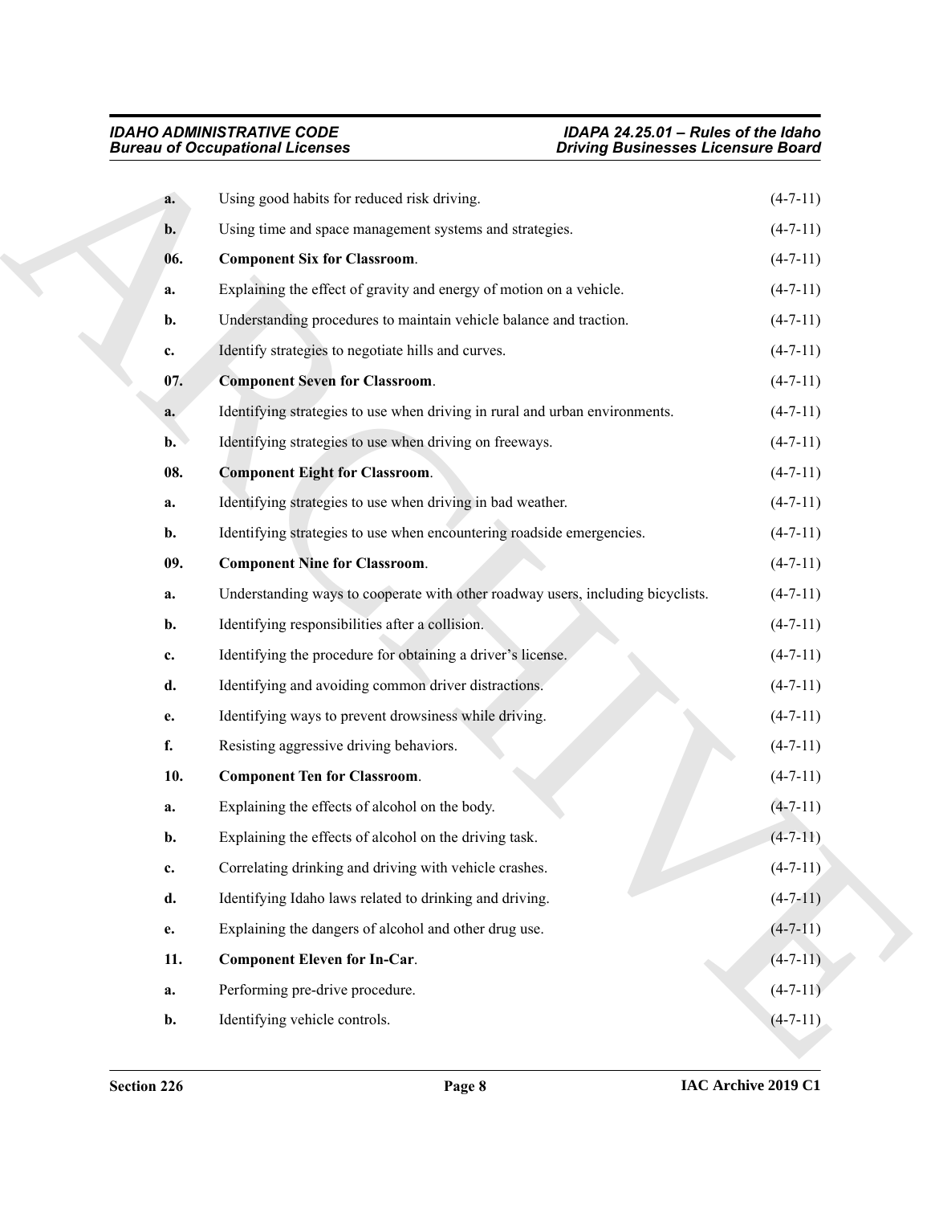**a.** Using good habits for reduced risk driving. (4-7-11)

**b.** Using time and space management systems and strategies. (4-7-11)

**06. Component Six for Classroom.** (4-7-11)

**a.** Explaining the effect of gravity and energy of motion on a vehicle. (4-7-11)

**b.** Understanding procedures to maintain vehicle balance and traction. (4-7-11)

**c.** Identify strategies to negotiate hills and curves. (4-7-11)

**07. Component Seven for Classroom.** (4-7-11)

**a.** Identifying strategies to use when driving in rural and urban environments. (4-7-11)

**b.** Identifying strategies to use when driving on freeways. (4-7-11)

**08. Component Eight for Classroom.** (4-7-11)

**a.** Identifying strategies to use when driving in bad weather. (4-7-11)

**b.** Identifying strategies to use when encountering roadside emergencies. (4-7-11)

**09. Component Nine for Classroom.** (4-7-11)

**a.** Understanding ways to cooperate with other roadway users, including bicyclists. (4-7-11)

**b.** Identifying responsibilities after a collision. (4-7-11)

**c.** Identifying the procedure for obtaining a driver's license. (4-7-11)

**d.** Identifying and avoiding common driver distractions. (4-7-11)

**e.** Identifying ways to prevent drowsiness while driving. (4-7-11)

**f.** Resisting aggressive driving behaviors. (4-7-11)

**10. Component Ten for Classroom.** (4-7-11)

**a.** Explaining the effects of alcohol on the body. (4-7-11)

**b.** Explaining the effects of alcohol on the driving task. (4-7-11)

**c.** Correlating drinking and driving with vehicle crashes. (4-7-11)

**d.** Identifying Idaho laws related to drinking and driving. (4-7-11)

**e.** Explaining the dangers of alcohol and other drug use. (4-7-11)

**11. Component Eleven for In-Car.** (4-7-11)

**a.** Performing pre-drive procedure. (4-7-11)

**b.** Identifying vehicle controls. (4-7-11)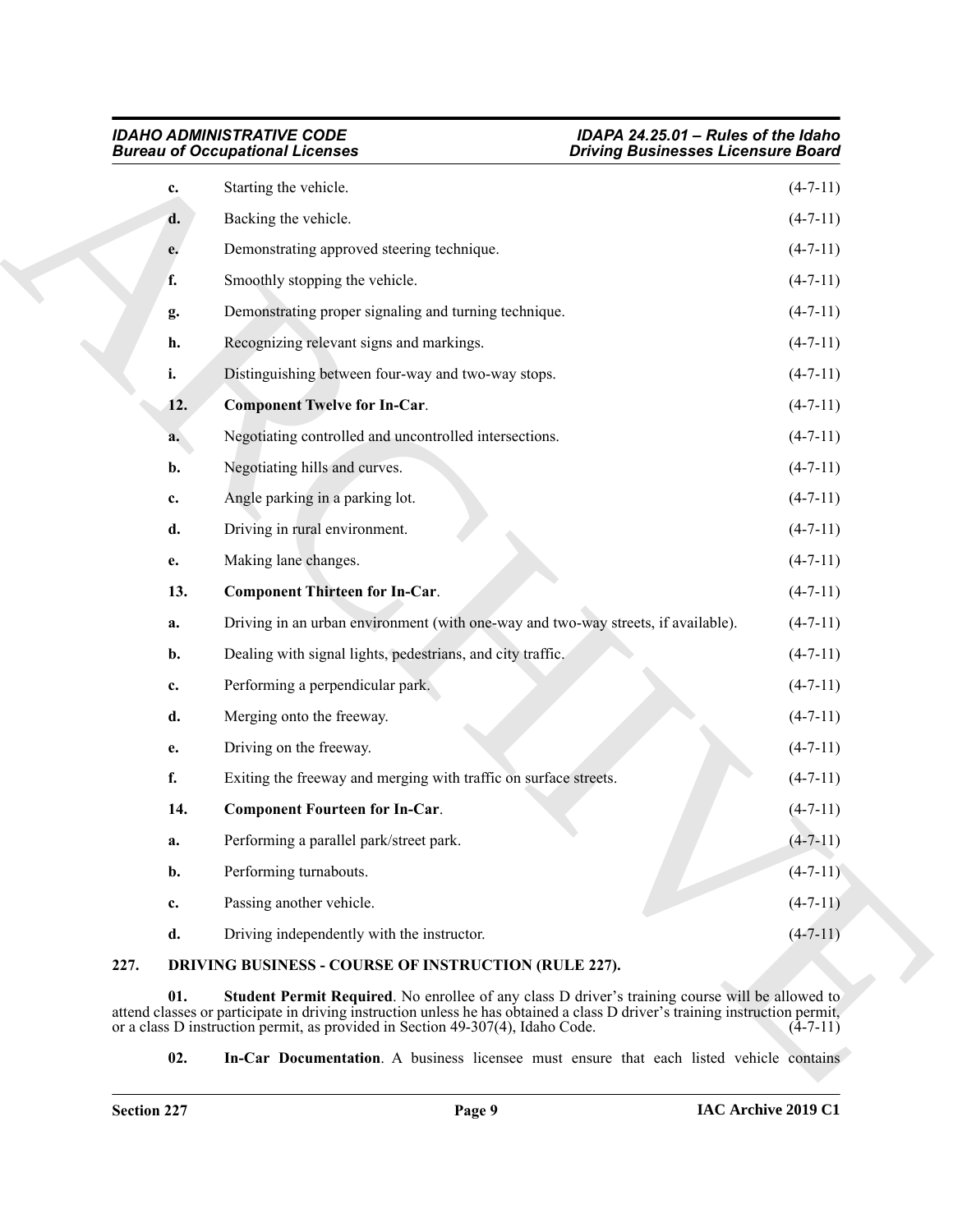**c.** Starting the vehicle. (4-7-11)

**d.** Backing the vehicle. (4-7-11)

**e.** Demonstrating approved steering technique. (4-7-11)

**f.** Smoothly stopping the vehicle. (4-7-11)

**g.** Demonstrating proper signaling and turning technique. (4-7-11)

**h.** Recognizing relevant signs and markings. (4-7-11)

**i.** Distinguishing between four-way and two-way stops. (4-7-11)

**12. Component Twelve for In-Car**. (4-7-11)

**a.** Negotiating controlled and uncontrolled intersections. (4-7-11)

**b.** Negotiating hills and curves. (4-7-11)

**c.** Angle parking in a parking lot. (4-7-11)

**d.** Driving in rural environment. (4-7-11)

**e.** Making lane changes. (4-7-11)

**13. Component Thirteen for In-Car**. (4-7-11)

**a.** Driving in an urban environment (with one-way and two-way streets, if available). (4-7-11)

**b.** Dealing with signal lights, pedestrians, and city traffic. (4-7-11)

**c.** Performing a perpendicular park. (4-7-11)

**d.** Merging onto the freeway. (4-7-11)

**e.** Driving on the freeway. (4-7-11)

**f.** Exiting the freeway and merging with traffic on surface streets. (4-7-11)

**14. Component Fourteen for In-Car**. (4-7-11)

**a.** Performing a parallel park/street park. (4-7-11)

**b.** Performing turnabouts. (4-7-11)

**c.** Passing another vehicle. (4-7-11)

**d.** Driving independently with the instructor. (4-7-11)

## 227. DRIVING BUSINESS - COURSE OF INSTRUCTION (RULE 227).

**01. Student Permit Required**. No enrollee of any class D driver's training course will be allowed to attend classes or participate in driving instruction unless he has obtained a class D driver's training instruction permit, or a class D instruction permit, as provided in Section 49-307(4), Idaho Code. (4-7-11)

**02. In-Car Documentation**. A business licensee must ensure that each listed vehicle contains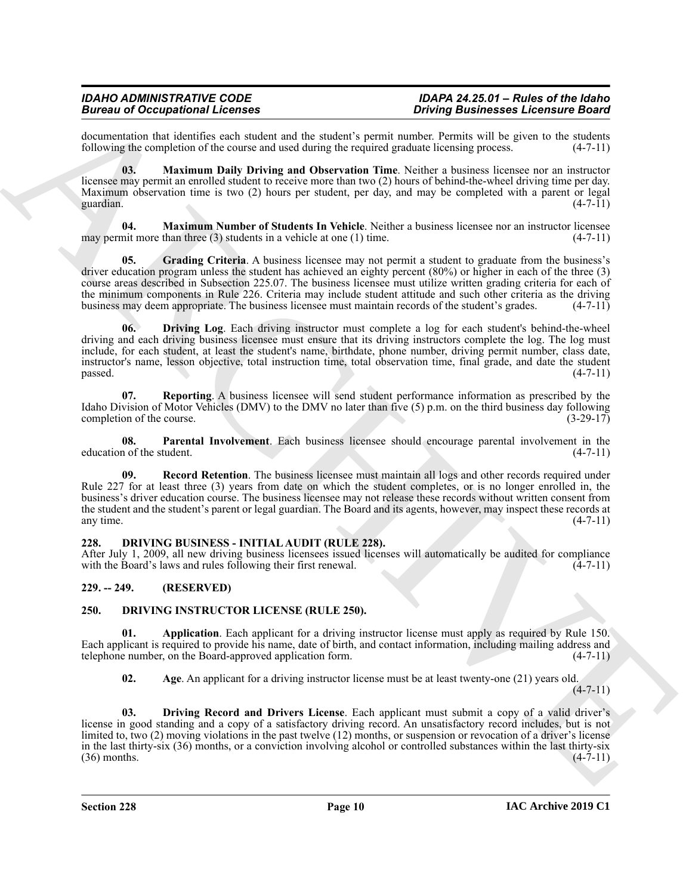documentation that identifies each student and the student's permit number. Permits will be given to the students following the completion of the course and used during the required graduate licensing process. (4-7-11)

**03. Maximum Daily Driving and Observation Time**. Neither a business licensee nor an instructor licensee may permit an enrolled student to receive more than two (2) hours of behind-the-wheel driving time per day. Maximum observation time is two (2) hours per student, per day, and may be completed with a parent or legal guardian. (4-7-11)

**04. Maximum Number of Students In Vehicle**. Neither a business licensee nor an instructor licensee may permit more than three (3) students in a vehicle at one (1) time. (4-7-11)

**05. Grading Criteria**. A business licensee may not permit a student to graduate from the business's driver education program unless the student has achieved an eighty percent (80%) or higher in each of the three (3) course areas described in Subsection 225.07. The business licensee must utilize written grading criteria for each of the minimum components in Rule 226. Criteria may include student attitude and such other criteria as the driving business may deem appropriate. The business licensee must maintain records of the student's grades. (4-7-11)

**06. Driving Log**. Each driving instructor must complete a log for each student's behind-the-wheel driving and each driving business licensee must ensure that its driving instructors complete the log. The log must include, for each student, at least the student's name, birthdate, phone number, driving permit number, class date, instructor's name, lesson objective, total instruction time, total observation time, final grade, and date the student passed. (4-7-11)

**07. Reporting**. A business licensee will send student performance information as prescribed by the Idaho Division of Motor Vehicles (DMV) to the DMV no later than five (5) p.m. on the third business day following completion of the course. (3-29-17)

**08. Parental Involvement**. Each business licensee should encourage parental involvement in the education of the student. (4-7-11)

**09. Record Retention**. The business licensee must maintain all logs and other records required under Rule 227 for at least three (3) years from date on which the student completes, or is no longer enrolled in, the business's driver education course. The business licensee may not release these records without written consent from the student and the student's parent or legal guardian. The Board and its agents, however, may inspect these records at any time. (4-7-11)

### 228. DRIVING BUSINESS - INITIAL AUDIT (RULE 228).

After July 1, 2009, all new driving business licensees issued licenses will automatically be audited for compliance with the Board's laws and rules following their first renewal. (4-7-11)

### 229. -- 249. (RESERVED)

### 250. DRIVING INSTRUCTOR LICENSE (RULE 250).

**01. Application**. Each applicant for a driving instructor license must apply as required by Rule 150. Each applicant is required to provide his name, date of birth, and contact information, including mailing address and telephone number, on the Board-approved application form. (4-7-11)

**02. Age**. An applicant for a driving instructor license must be at least twenty-one (21) years old. (4-7-11)

**03. Driving Record and Drivers License**. Each applicant must submit a copy of a valid driver's license in good standing and a copy of a satisfactory driving record. An unsatisfactory record includes, but is not limited to, two (2) moving violations in the past twelve (12) months, or suspension or revocation of a driver's license in the last thirty-six (36) months, or a conviction involving alcohol or controlled substances within the last thirty-six (36) months. (4-7-11)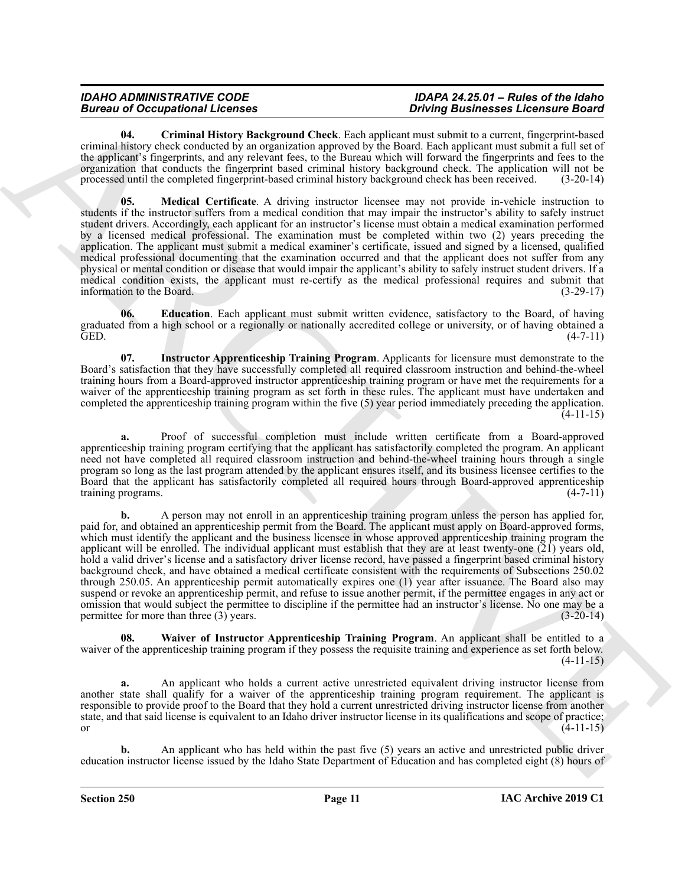**04. Criminal History Background Check**. Each applicant must submit to a current, fingerprint-based criminal history check conducted by an organization approved by the Board. Each applicant must submit a full set of the applicant's fingerprints, and any relevant fees, to the Bureau which will forward the fingerprints and fees to the organization that conducts the fingerprint based criminal history background check. The application will not be processed until the completed fingerprint-based criminal history background check has been received. (3-20-14)

**05. Medical Certificate**. A driving instructor licensee may not provide in-vehicle instruction to students if the instructor suffers from a medical condition that may impair the instructor's ability to safely instruct student drivers. Accordingly, each applicant for an instructor's license must obtain a medical examination performed by a licensed medical professional. The examination must be completed within two (2) years preceding the application. The applicant must submit a medical examiner's certificate, issued and signed by a licensed, qualified medical professional documenting that the examination occurred and that the applicant does not suffer from any physical or mental condition or disease that would impair the applicant's ability to safely instruct student drivers. If a medical condition exists, the applicant must re-certify as the medical professional requires and submit that information to the Board. (3-29-17)

**06. Education**. Each applicant must submit written evidence, satisfactory to the Board, of having graduated from a high school or a regionally or nationally accredited college or university, or of having obtained a GED. (4-7-11)

**07. Instructor Apprenticeship Training Program**. Applicants for licensure must demonstrate to the Board's satisfaction that they have successfully completed all required classroom instruction and behind-the-wheel training hours from a Board-approved instructor apprenticeship training program or have met the requirements for a waiver of the apprenticeship training program as set forth in these rules. The applicant must have undertaken and completed the apprenticeship training program within the five (5) year period immediately preceding the application. (4-11-15)

**a.** Proof of successful completion must include written certificate from a Board-approved apprenticeship training program certifying that the applicant has satisfactorily completed the program. An applicant need not have completed all required classroom instruction and behind-the-wheel training hours through a single program so long as the last program attended by the applicant ensures itself, and its business licensee certifies to the Board that the applicant has satisfactorily completed all required hours through Board-approved apprenticeship training programs. (4-7-11)

**b.** A person may not enroll in an apprenticeship training program unless the person has applied for, paid for, and obtained an apprenticeship permit from the Board. The applicant must apply on Board-approved forms, which must identify the applicant and the business licensee in whose approved apprenticeship training program the applicant will be enrolled. The individual applicant must establish that they are at least twenty-one (21) years old, hold a valid driver's license and a satisfactory driver license record, have passed a fingerprint based criminal history background check, and have obtained a medical certificate consistent with the requirements of Subsections 250.02 through 250.05. An apprenticeship permit automatically expires one (1) year after issuance. The Board also may suspend or revoke an apprenticeship permit, and refuse to issue another permit, if the permittee engages in any act or omission that would subject the permittee to discipline if the permittee had an instructor's license. No one may be a permittee for more than three (3) years. (3-20-14)

**08. Waiver of Instructor Apprenticeship Training Program**. An applicant shall be entitled to a waiver of the apprenticeship training program if they possess the requisite training and experience as set forth below. (4-11-15)

**a.** An applicant who holds a current active unrestricted equivalent driving instructor license from another state shall qualify for a waiver of the apprenticeship training program requirement. The applicant is responsible to provide proof to the Board that they hold a current unrestricted driving instructor license from another state, and that said license is equivalent to an Idaho driver instructor license in its qualifications and scope of practice; or (4-11-15)

**b.** An applicant who has held within the past five (5) years an active and unrestricted public driver education instructor license issued by the Idaho State Department of Education and has completed eight (8) hours of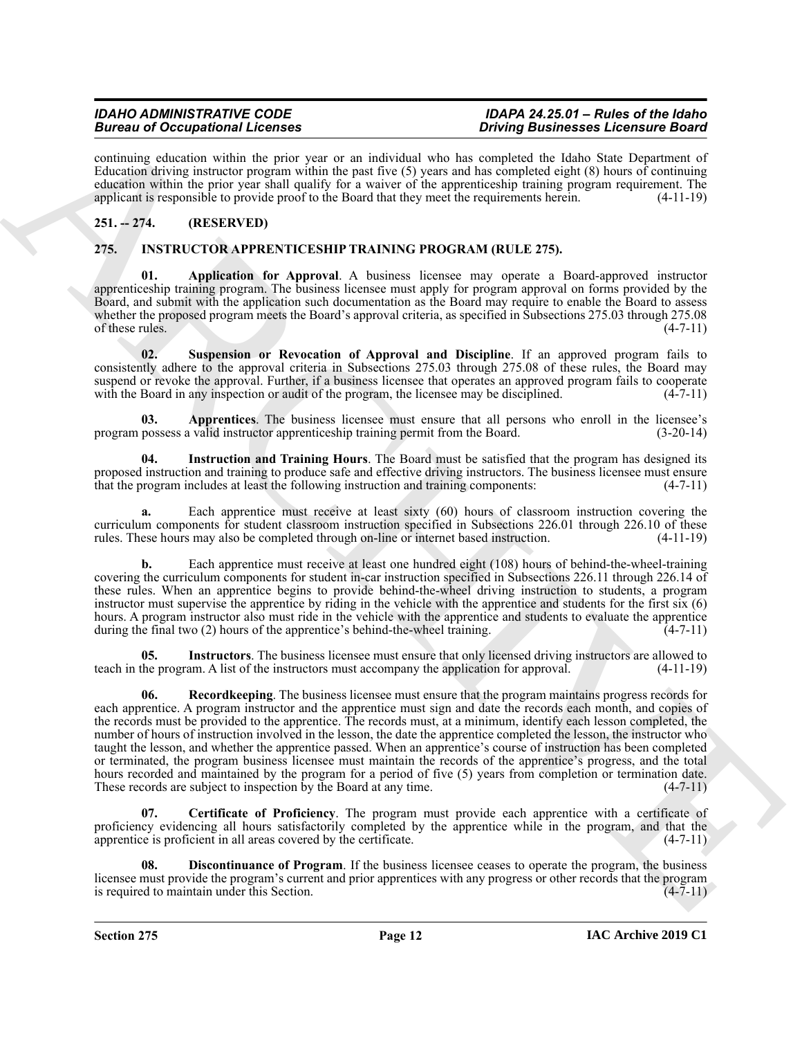continuing education within the prior year or an individual who has completed the Idaho State Department of Education driving instructor program within the past five (5) years and has completed eight (8) hours of continuing education within the prior year shall qualify for a waiver of the apprenticeship training program requirement. The applicant is responsible to provide proof to the Board that they meet the requirements herein. (4-11-19)

## 251. -- 274. (RESERVED)

## 275. INSTRUCTOR APPRENTICESHIP TRAINING PROGRAM (RULE 275).

**01. Application for Approval**. A business licensee may operate a Board-approved instructor apprenticeship training program. The business licensee must apply for program approval on forms provided by the Board, and submit with the application such documentation as the Board may require to enable the Board to assess whether the proposed program meets the Board's approval criteria, as specified in Subsections 275.03 through 275.08 of these rules. (4-7-11)

**02. Suspension or Revocation of Approval and Discipline**. If an approved program fails to consistently adhere to the approval criteria in Subsections 275.03 through 275.08 of these rules, the Board may suspend or revoke the approval. Further, if a business licensee that operates an approved program fails to cooperate with the Board in any inspection or audit of the program, the licensee may be disciplined. (4-7-11)

**03. Apprentices**. The business licensee must ensure that all persons who enroll in the licensee's program possess a valid instructor apprenticeship training permit from the Board. (3-20-14)

**04. Instruction and Training Hours**. The Board must be satisfied that the program has designed its proposed instruction and training to produce safe and effective driving instructors. The business licensee must ensure that the program includes at least the following instruction and training components: (4-7-11)

**a.** Each apprentice must receive at least sixty (60) hours of classroom instruction covering the curriculum components for student classroom instruction specified in Subsections 226.01 through 226.10 of these rules. These hours may also be completed through on-line or internet based instruction. (4-11-19)

**b.** Each apprentice must receive at least one hundred eight (108) hours of behind-the-wheel-training covering the curriculum components for student in-car instruction specified in Subsections 226.11 through 226.14 of these rules. When an apprentice begins to provide behind-the-wheel driving instruction to students, a program instructor must supervise the apprentice by riding in the vehicle with the apprentice and students for the first six (6) hours. A program instructor also must ride in the vehicle with the apprentice and students to evaluate the apprentice during the final two (2) hours of the apprentice's behind-the-wheel training. (4-7-11)

**05. Instructors**. The business licensee must ensure that only licensed driving instructors are allowed to teach in the program. A list of the instructors must accompany the application for approval. (4-11-19)

**06. Recordkeeping**. The business licensee must ensure that the program maintains progress records for each apprentice. A program instructor and the apprentice must sign and date the records each month, and copies of the records must be provided to the apprentice. The records must, at a minimum, identify each lesson completed, the number of hours of instruction involved in the lesson, the date the apprentice completed the lesson, the instructor who taught the lesson, and whether the apprentice passed. When an apprentice's course of instruction has been completed or terminated, the program business licensee must maintain the records of the apprentice's progress, and the total hours recorded and maintained by the program for a period of five (5) years from completion or termination date. These records are subject to inspection by the Board at any time. (4-7-11)

**07. Certificate of Proficiency**. The program must provide each apprentice with a certificate of proficiency evidencing all hours satisfactorily completed by the apprentice while in the program, and that the apprentice is proficient in all areas covered by the certificate. (4-7-11)

**08. Discontinuance of Program**. If the business licensee ceases to operate the program, the business licensee must provide the program's current and prior apprentices with any progress or other records that the program is required to maintain under this Section. (4-7-11)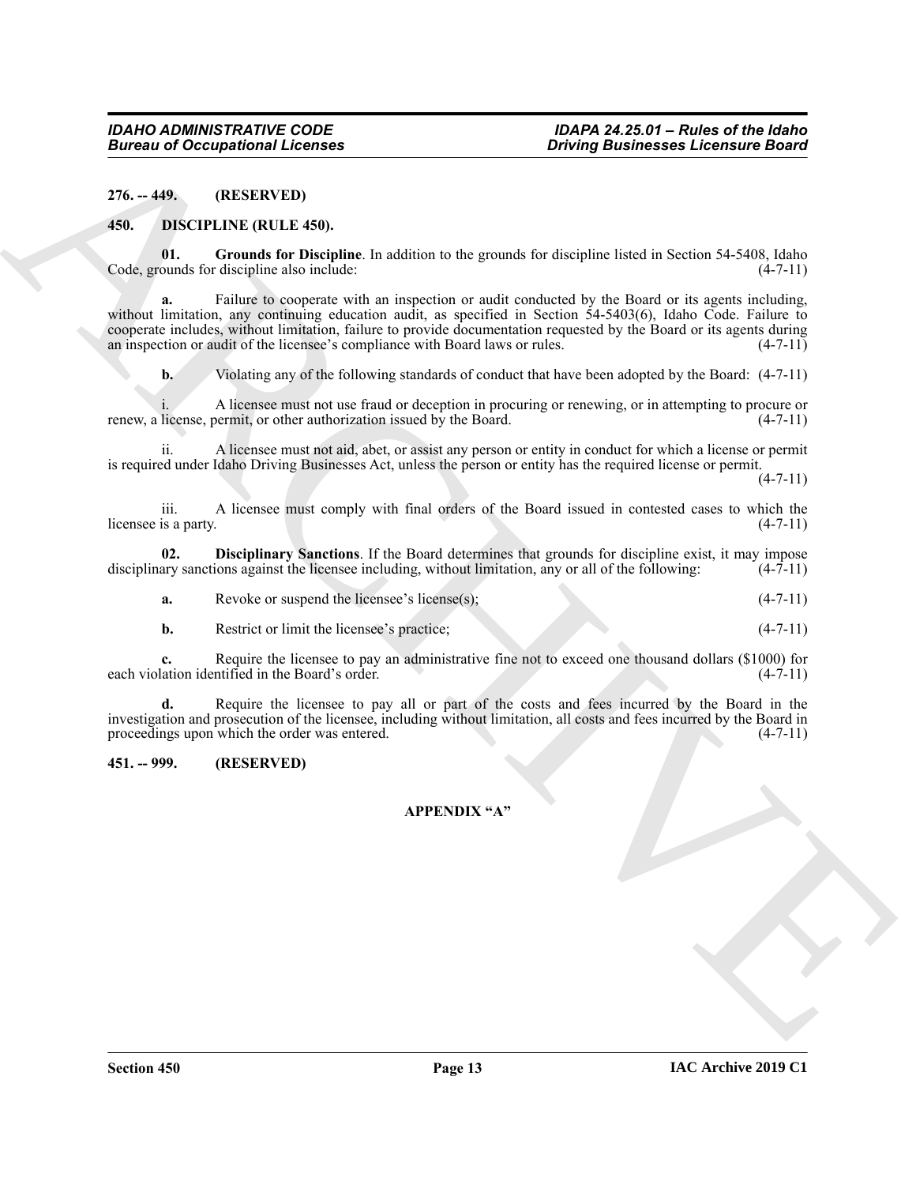**276. -- 449. (RESERVED)**

**450. DISCIPLINE (RULE 450).**

**01. Grounds for Discipline**. In addition to the grounds for discipline listed in Section 54-5408, Idaho Code, grounds for discipline also include: (4-7-11)

**a.** Failure to cooperate with an inspection or audit conducted by the Board or its agents including, without limitation, any continuing education audit, as specified in Section 54-5403(6), Idaho Code. Failure to cooperate includes, without limitation, failure to provide documentation requested by the Board or its agents during an inspection or audit of the licensee's compliance with Board laws or rules. (4-7-11)

**b.** Violating any of the following standards of conduct that have been adopted by the Board: (4-7-11)

i. A licensee must not use fraud or deception in procuring or renewing, or in attempting to procure or renew, a license, permit, or other authorization issued by the Board. (4-7-11)

ii. A licensee must not aid, abet, or assist any person or entity in conduct for which a license or permit is required under Idaho Driving Businesses Act, unless the person or entity has the required license or permit. (4-7-11)

iii. A licensee must comply with final orders of the Board issued in contested cases to which the licensee is a party. (4-7-11)

**02. Disciplinary Sanctions**. If the Board determines that grounds for discipline exist, it may impose disciplinary sanctions against the licensee including, without limitation, any or all of the following: (4-7-11)

**a.** Revoke or suspend the licensee's license(s); (4-7-11)

**b.** Restrict or limit the licensee's practice; (4-7-11)

**c.** Require the licensee to pay an administrative fine not to exceed one thousand dollars ($1000) for each violation identified in the Board's order. (4-7-11)

**d.** Require the licensee to pay all or part of the costs and fees incurred by the Board in the investigation and prosecution of the licensee, including without limitation, all costs and fees incurred by the Board in proceedings upon which the order was entered. (4-7-11)

**451. -- 999. (RESERVED)**

**APPENDIX "A"**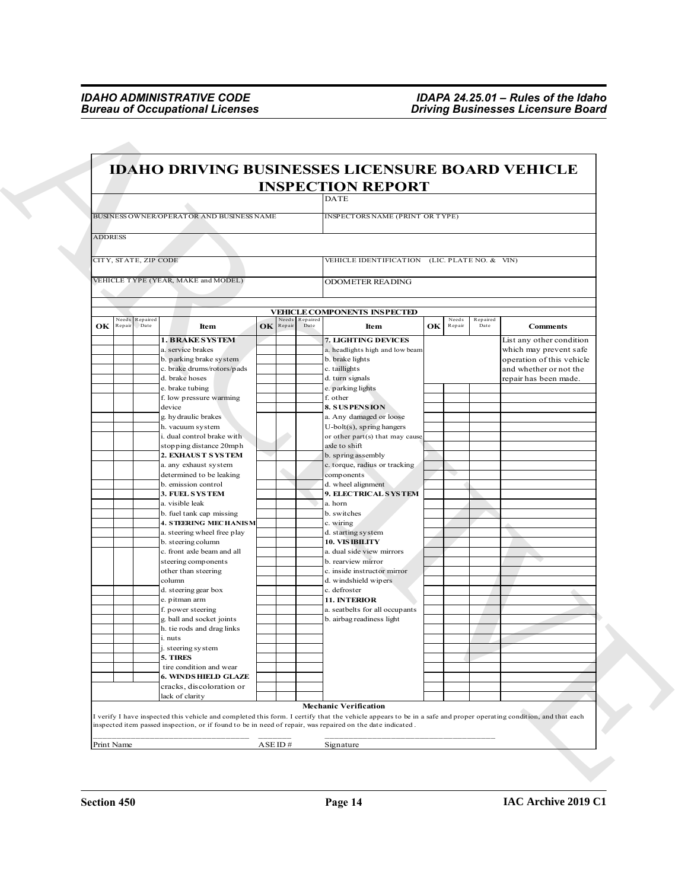# IDAHO DRIVING BUSINESSES LICENSURE BOARD VEHICLE INSPECTION REPORT

| | |
|---|---|
| | DATE |
| BUSINESS OWNER/OPERATOR AND BUSINESS NAME | INSPECTORS NAME (PRINT OR TYPE) |
| ADDRESS | |
| CITY, STATE, ZIP CODE | VEHICLE IDENTIFICATION (LIC. PLATE NO. & VIN) |
| VEHICLE TYPE (YEAR, MAKE and MODEL) | ODOMETER READING |

**VEHICLE COMPONENTS INSPECTED**

| OK | Needs Repair | Repaired Date | Item | OK | Needs Repair | Repaired Date | Item | OK | Needs Repair | Repaired Date | Comments |
|---|---|---|---|---|---|---|---|---|---|---|---|
| | | | **1. BRAKE SYSTEM** | | | | **7. LIGHTING DEVICES** | | | | List any other condition which may prevent safe operation of this vehicle and whether or not the repair has been made. |
| | | | a. service brakes | | | | a. headlights high and low beam | | | | |
| | | | b. parking brake system | | | | b. brake lights | | | | |
| | | | c. brake drums/rotors/pads | | | | c. taillights | | | | |
| | | | d. brake hoses | | | | d. turn signals | | | | |
| | | | e. brake tubing | | | | e. parking lights | | | | |
| | | | f. low pressure warming device | | | | f. other | | | | |
| | | | | | | | **8. SUSPENSION** | | | | |
| | | | g. hydraulic brakes | | | | a. Any damaged or loose | | | | |
| | | | h. vacuum system | | | | U-bolt(s), spring hangers | | | | |
| | | | i. dual control brake with stopping distance 20mph | | | | or other part(s) that may cause axle to shift | | | | |
| | | | **2. EXHAUST SYSTEM** | | | | b. spring assembly | | | | |
| | | | a. any exhaust system determined to be leaking | | | | c. torque, radius or tracking components | | | | |
| | | | b. emission control | | | | d. wheel alignment | | | | |
| | | | **3. FUEL SYSTEM** | | | | **9. ELECTRICAL SYSTEM** | | | | |
| | | | a. visible leak | | | | a. horn | | | | |
| | | | b. fuel tank cap missing | | | | b. switches | | | | |
| | | | **4. STEERING MECHANISM** | | | | c. wiring | | | | |
| | | | a. steering wheel free play | | | | d. starting system | | | | |
| | | | b. steering column | | | | **10. VISIBILITY** | | | | |
| | | | c. front axle beam and all steering components | | | | a. dual side view mirrors | | | | |
| | | | | | | | b. rearview mirror | | | | |
| | | | other than steering column | | | | c. inside instructor mirror | | | | |
| | | | | | | | d. windshield wipers | | | | |
| | | | d. steering gear box | | | | c. defroster | | | | |
| | | | e. pitman arm | | | | **11. INTERIOR** | | | | |
| | | | f. power steering | | | | a. seatbelts for all occupants | | | | |
| | | | g. ball and socket joints | | | | b. airbag readiness light | | | | |
| | | | h. tie rods and drag links | | | | | | | | |
| | | | i. nuts | | | | | | | | |
| | | | j. steering system | | | | | | | | |
| | | | **5. TIRES** | | | | | | | | |
| | | | tire condition and wear | | | | | | | | |
| | | | **6. WINDSHIELD GLAZE** | | | | | | | | |
| | | | cracks, discoloration or lack of clarity | | | | | | | | |

**Mechanic Verification**

I verify I have inspected this vehicle and completed this form. I certify that the vehicle appears to be in a safe and proper operating condition, and that each inspected item passed inspection, or if found to be in need of repair, was repaired on the date indicated.

| Print Name | ASE ID # | Signature |
|---|---|---|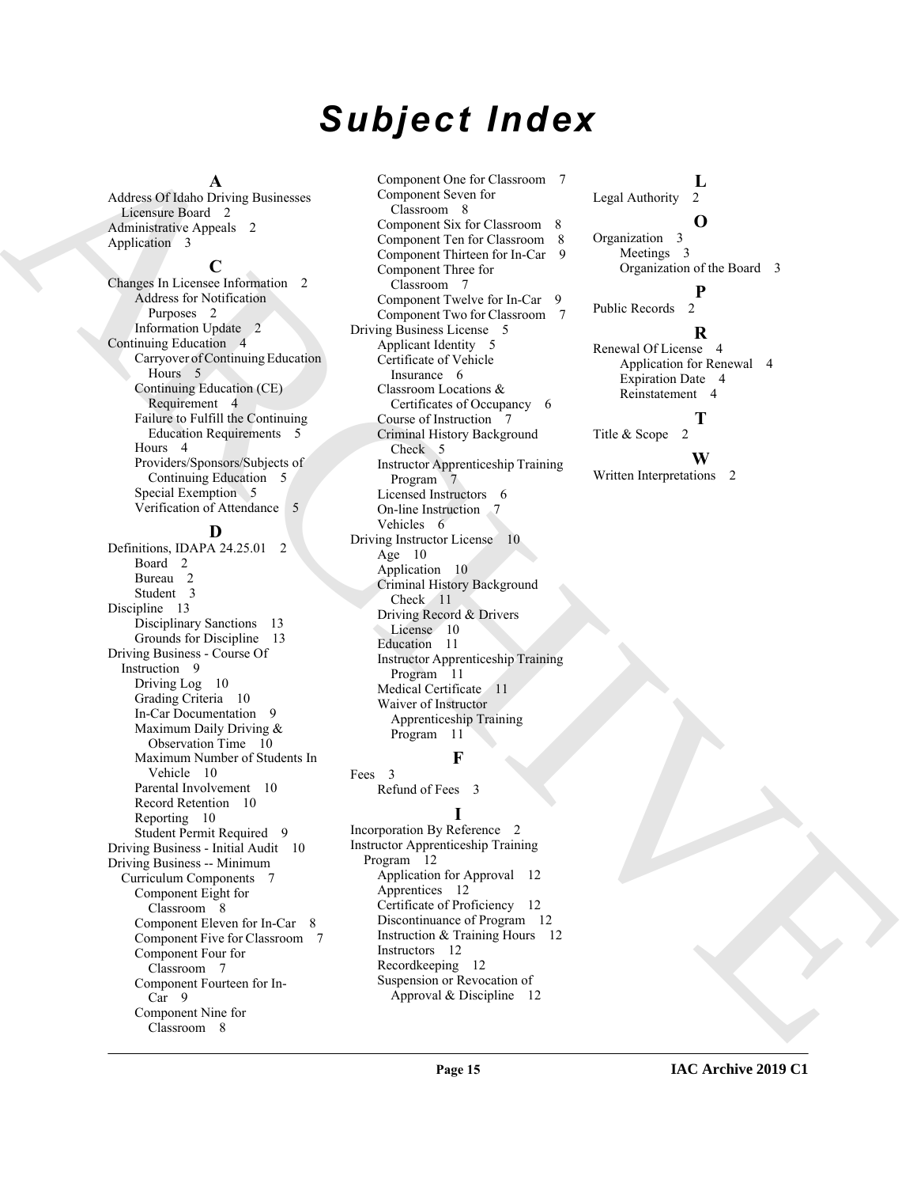# Subject Index

**A**

Address Of Idaho Driving Businesses Licensure Board 2
Administrative Appeals 2
Application 3

**C**

Changes In Licensee Information 2
- Address for Notification Purposes 2
- Information Update 2

Continuing Education 4
- Carryover of Continuing Education Hours 5
- Continuing Education (CE) Requirement 4
- Failure to Fulfill the Continuing Education Requirements 5
- Hours 4
- Providers/Sponsors/Subjects of Continuing Education 5
- Special Exemption 5
- Verification of Attendance 5

**D**

Definitions, IDAPA 24.25.01 2
- Board 2
- Bureau 2
- Student 3

Discipline 13
- Disciplinary Sanctions 13
- Grounds for Discipline 13

Driving Business - Course Of Instruction 9
- Driving Log 10
- Grading Criteria 10
- In-Car Documentation 9
- Maximum Daily Driving & Observation Time 10
- Maximum Number of Students In Vehicle 10
- Parental Involvement 10
- Record Retention 10
- Reporting 10
- Student Permit Required 9

Driving Business - Initial Audit 10

Driving Business -- Minimum Curriculum Components 7
- Component Eight for Classroom 8
- Component Eleven for In-Car 8
- Component Five for Classroom 7
- Component Four for Classroom 7
- Component Fourteen for In-Car 9
- Component Nine for Classroom 8
- Component One for Classroom 7
- Component Seven for Classroom 8
- Component Six for Classroom 8
- Component Ten for Classroom 8
- Component Thirteen for In-Car 9
- Component Three for Classroom 7
- Component Twelve for In-Car 9
- Component Two for Classroom 7

Driving Business License 5
- Applicant Identity 5
- Certificate of Vehicle Insurance 6
- Classroom Locations & Certificates of Occupancy 6
- Course of Instruction 7
- Criminal History Background Check 5
- Instructor Apprenticeship Training Program 7
- Licensed Instructors 6
- On-line Instruction 7
- Vehicles 6

Driving Instructor License 10
- Age 10
- Application 10
- Criminal History Background Check 11
- Driving Record & Drivers License 10
- Education 11
- Instructor Apprenticeship Training Program 11
- Medical Certificate 11
- Waiver of Instructor Apprenticeship Training Program 11

**F**

Fees 3
- Refund of Fees 3

**I**

Incorporation By Reference 2

Instructor Apprenticeship Training Program 12
- Application for Approval 12
- Apprentices 12
- Certificate of Proficiency 12
- Discontinuance of Program 12
- Instruction & Training Hours 12
- Instructors 12
- Recordkeeping 12
- Suspension or Revocation of Approval & Discipline 12

**L**

Legal Authority 2

**O**

Organization 3
- Meetings 3
- Organization of the Board 3

**P**

Public Records 2

**R**

Renewal Of License 4
- Application for Renewal 4
- Expiration Date 4
- Reinstatement 4

**T**

Title & Scope 2

**W**

Written Interpretations 2